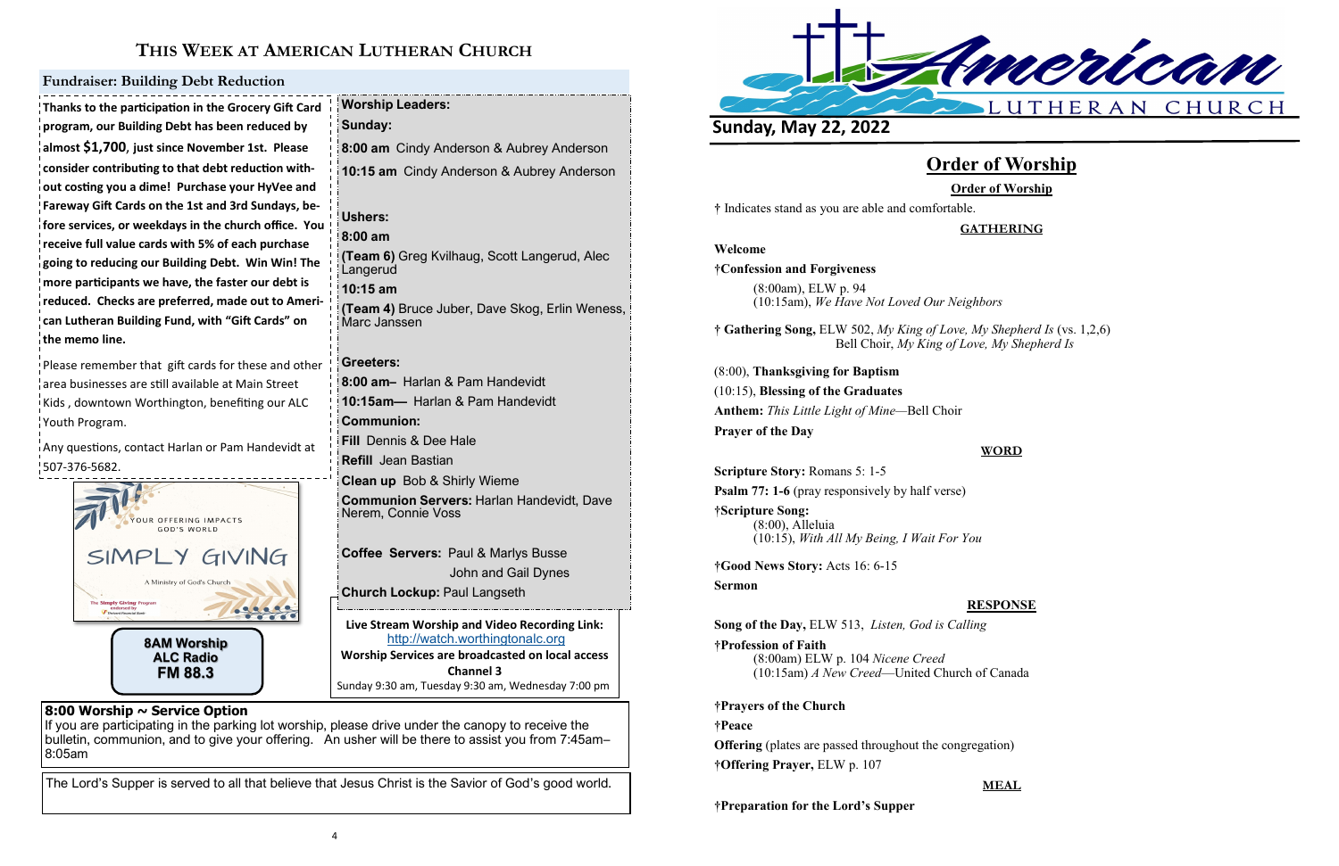# This Week at American Lutheran Church

## Fundraiser: Building Debt Reduction

**Thanks to the participation in the Grocery Gift Card program, our Building Debt has been reduced by almost $1,700, just since November 1st. Please consider contributing to that debt reduction without costing you a dime! Purchase your HyVee and Fareway Gift Cards on the 1st and 3rd Sundays, before services, or weekdays in the church office. You receive full value cards with 5% of each purchase going to reducing our Building Debt. Win Win! The more participants we have, the faster our debt is reduced. Checks are preferred, made out to American Lutheran Building Fund, with "Gift Cards" on the memo line.**

Please remember that gift cards for these and other area businesses are still available at Main Street Kids, downtown Worthington, benefiting our ALC Youth Program.

Any questions, contact Harlan or Pam Handevidt at 507-376-5682.

YOUR OFFERING IMPACTS GOD'S WORLD

SIMPLY GIVING

A Ministry of God's Church

**8AM Worship**
**ALC Radio**
**FM 88.3**

**Worship Leaders:**

**Sunday:**

**8:00 am** Cindy Anderson & Aubrey Anderson

**10:15 am** Cindy Anderson & Aubrey Anderson

**Ushers:**

**8:00 am**

**(Team 6)** Greg Kvilhaug, Scott Langerud, Alec Langerud

**10:15 am**

**(Team 4)** Bruce Juber, Dave Skog, Erlin Weness, Marc Janssen

**Greeters:**

**8:00 am–** Harlan & Pam Handevidt

**10:15am—** Harlan & Pam Handevidt

**Communion:**

**Fill** Dennis & Dee Hale

**Refill** Jean Bastian

**Clean up** Bob & Shirly Wieme

**Communion Servers:** Harlan Handevidt, Dave Nerem, Connie Voss

**Coffee Servers:** Paul & Marlys Busse
John and Gail Dynes

**Church Lockup:** Paul Langseth

**Live Stream Worship and Video Recording Link:**
http://watch.worthingtonalc.org
**Worship Services are broadcasted on local access Channel 3**
Sunday 9:30 am, Tuesday 9:30 am, Wednesday 7:00 pm

**8:00 Worship ~ Service Option**
If you are participating in the parking lot worship, please drive under the canopy to receive the bulletin, communion, and to give your offering. An usher will be there to assist you from 7:45am–8:05am

The Lord's Supper is served to all that believe that Jesus Christ is the Savior of God's good world.

American LUTHERAN CHURCH

## Sunday, May 22, 2022

# Order of Worship

**Order of Worship**

† Indicates stand as you are able and comfortable.

**GATHERING**

**Welcome**

**†Confession and Forgiveness**
(8:00am), ELW p. 94
(10:15am), *We Have Not Loved Our Neighbors*

**† Gathering Song,** ELW 502, *My King of Love, My Shepherd Is* (vs. 1,2,6)
Bell Choir, *My King of Love, My Shepherd Is*

(8:00), **Thanksgiving for Baptism**

(10:15), **Blessing of the Graduates**

**Anthem:** *This Little Light of Mine*—Bell Choir

**Prayer of the Day**

**WORD**

**Scripture Story:** Romans 5: 1-5

**Psalm 77: 1-6** (pray responsively by half verse)

**†Scripture Song:**
(8:00), Alleluia
(10:15), *With All My Being, I Wait For You*

**†Good News Story:** Acts 16: 6-15

**Sermon**

**RESPONSE**

**Song of the Day,** ELW 513, *Listen, God is Calling*

**†Profession of Faith**
(8:00am) ELW p. 104 *Nicene Creed*
(10:15am) *A New Creed*—United Church of Canada

**†Prayers of the Church**

**†Peace**

**Offering** (plates are passed throughout the congregation)

**†Offering Prayer,** ELW p. 107

**MEAL**

**†Preparation for the Lord's Supper**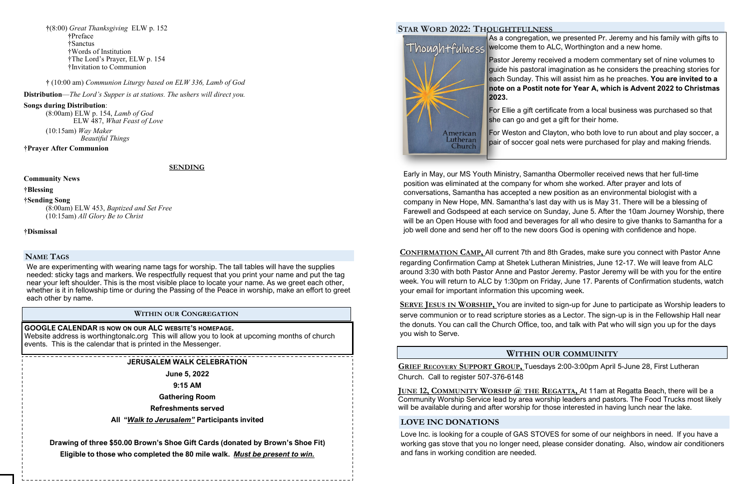†(8:00) *Great Thanksgiving* ELW p. 152
†Preface
†Sanctus
†Words of Institution
†The Lord's Prayer, ELW p. 154
†Invitation to Communion

† (10:00 am) *Communion Liturgy based on ELW 336, Lamb of God*

**Distribution**—*The Lord's Supper is at stations. The ushers will direct you.*

**Songs during Distribution**:
(8:00am) ELW p. 154, *Lamb of God*
ELW 487, *What Feast of Love*
(10:15am) *Way Maker*
*Beautiful Things*

**†Prayer After Communion**

## SENDING

**Community News**

**†Blessing**

**†Sending Song**
(8:00am) ELW 453, *Baptized and Set Free*
(10:15am) *All Glory Be to Christ*

**†Dismissal**

## Name Tags

We are experimenting with wearing name tags for worship. The tall tables will have the supplies needed: sticky tags and markers. We respectfully request that you print your name and put the tag near your left shoulder. This is the most visible place to locate your name. As we greet each other, whether is it in fellowship time or during the Passing of the Peace in worship, make an effort to greet each other by name.

## Within our Congregation

**GOOGLE CALENDAR IS NOW ON OUR ALC WEBSITE'S HOMEPAGE.**
Website address is worthingtonalc.org This will allow you to look at upcoming months of church events. This is the calendar that is printed in the Messenger.

**JERUSALEM WALK CELEBRATION**

**June 5, 2022**

**9:15 AM**

**Gathering Room**

**Refreshments served**

**All *"Walk to Jerusalem"* Participants invited**

**Drawing of three $50.00 Brown's Shoe Gift Cards (donated by Brown's Shoe Fit)**

**Eligible to those who completed the 80 mile walk. *Must be present to win.***

## Star Word 2022: Thoughtfulness

As a congregation, we presented Pr. Jeremy and his family with gifts to welcome them to ALC, Worthington and a new home.

Pastor Jeremy received a modern commentary set of nine volumes to guide his pastoral imagination as he considers the preaching stories for each Sunday. This will assist him as he preaches. **You are invited to a note on a Postit note for Year A, which is Advent 2022 to Christmas 2023.**

For Ellie a gift certificate from a local business was purchased so that she can go and get a gift for their home.

For Weston and Clayton, who both love to run about and play soccer, a pair of soccer goal nets were purchased for play and making friends.

Early in May, our MS Youth Ministry, Samantha Obermoller received news that her full-time position was eliminated at the company for whom she worked. After prayer and lots of conversations, Samantha has accepted a new position as an environmental biologist with a company in New Hope, MN. Samantha's last day with us is May 31. There will be a blessing of Farewell and Godspeed at each service on Sunday, June 5. After the 10am Journey Worship, there will be an Open House with food and beverages for all who desire to give thanks to Samantha for a job well done and send her off to the new doors God is opening with confidence and hope.

**Confirmation Camp,** All current 7th and 8th Grades, make sure you connect with Pastor Anne regarding Confirmation Camp at Shetek Lutheran Ministries, June 12-17. We will leave from ALC around 3:30 with both Pastor Anne and Pastor Jeremy. Pastor Jeremy will be with you for the entire week. You will return to ALC by 1:30pm on Friday, June 17. Parents of Confirmation students, watch your email for important information this upcoming week.

**Serve Jesus in Worship,** You are invited to sign-up for June to participate as Worship leaders to serve communion or to read scripture stories as a Lector. The sign-up is in the Fellowship Hall near the donuts. You can call the Church Office, too, and talk with Pat who will sign you up for the days you wish to Serve.

## Within our community

**Grief Recovery Support Group,** Tuesdays 2:00-3:00pm April 5-June 28, First Lutheran Church. Call to register 507-376-6148

**June 12, Community Worshp @ the Regatta,** At 11am at Regatta Beach, there will be a Community Worship Service lead by area worship leaders and pastors. The Food Trucks most likely will be available during and after worship for those interested in having lunch near the lake.

## LOVE INC DONATIONS

Love Inc. is looking for a couple of GAS STOVES for some of our neighbors in need. If you have a working gas stove that you no longer need, please consider donating. Also, window air conditioners and fans in working condition are needed.